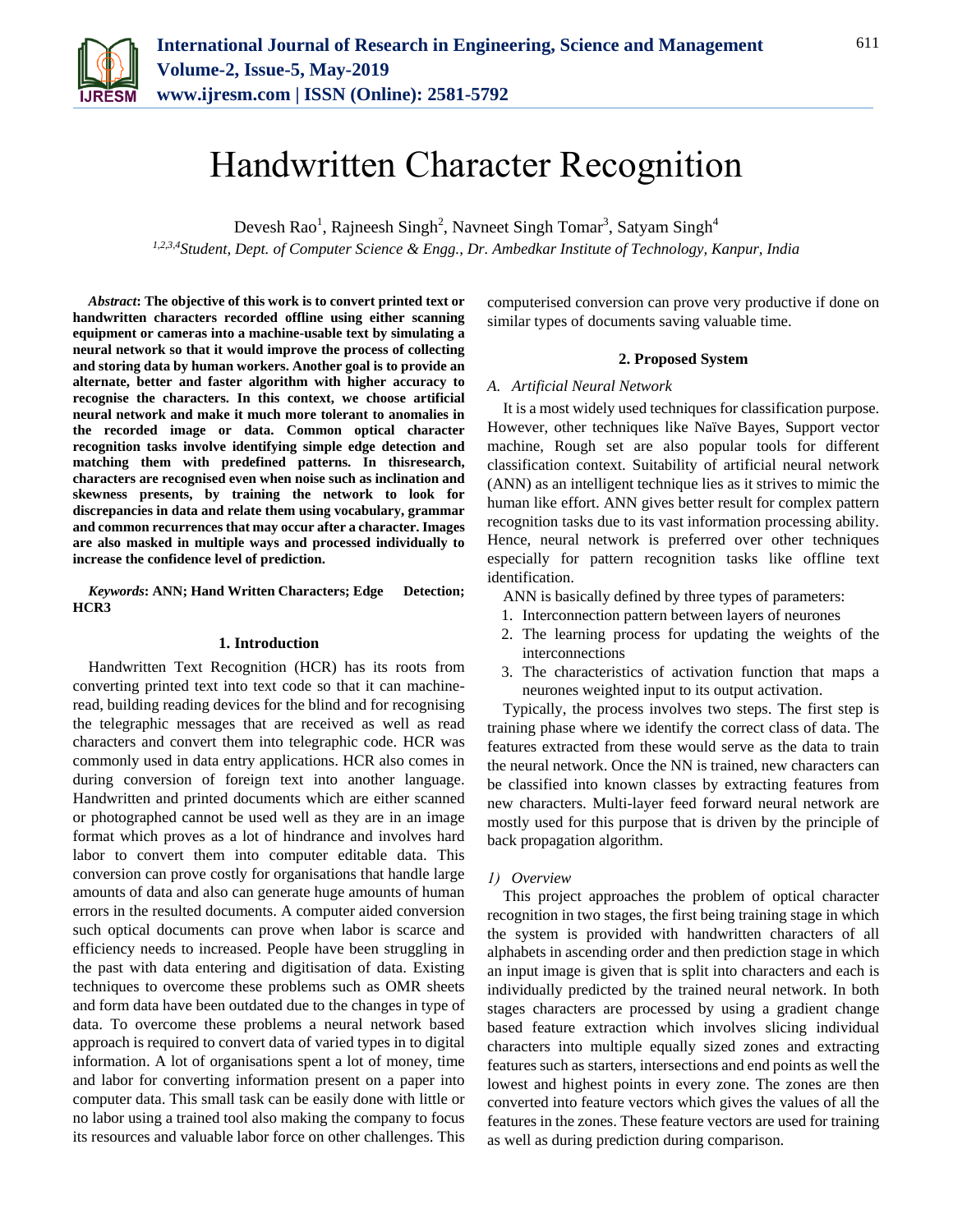# Handwritten Character Recognition

Devesh Rao[1], Rajneesh Singh[2], Navneet Singh Tomar[3], Satyam Singh[4]

[1,2,3,4]*Student, Dept. of Computer Science & Engg., Dr. Ambedkar Institute of Technology, Kanpur, India*

***Abstract*: The objective of this work is to convert printed text or handwritten characters recorded offline using either scanning equipment or cameras into a machine-usable text by simulating a neural network so that it would improve the process of collecting and storing data by human workers. Another goal is to provide an alternate, better and faster algorithm with higher accuracy to recognise the characters. In this context, we choose artificial neural network and make it much more tolerant to anomalies in the recorded image or data. Common optical character recognition tasks involve identifying simple edge detection and matching them with predefined patterns. In thisresearch, characters are recognised even when noise such as inclination and skewness presents, by training the network to look for discrepancies in data and relate them using vocabulary, grammar and common recurrences that may occur after a character. Images are also masked in multiple ways and processed individually to increase the confidence level of prediction.**

***Keywords*: ANN; Hand Written Characters; Edge Detection; HCR3**

## 1. Introduction

Handwritten Text Recognition (HCR) has its roots from converting printed text into text code so that it can machine-read, building reading devices for the blind and for recognising the telegraphic messages that are received as well as read characters and convert them into telegraphic code. HCR was commonly used in data entry applications. HCR also comes in during conversion of foreign text into another language. Handwritten and printed documents which are either scanned or photographed cannot be used well as they are in an image format which proves as a lot of hindrance and involves hard labor to convert them into computer editable data. This conversion can prove costly for organisations that handle large amounts of data and also can generate huge amounts of human errors in the resulted documents. A computer aided conversion such optical documents can prove when labor is scarce and efficiency needs to increased. People have been struggling in the past with data entering and digitisation of data. Existing techniques to overcome these problems such as OMR sheets and form data have been outdated due to the changes in type of data. To overcome these problems a neural network based approach is required to convert data of varied types in to digital information. A lot of organisations spent a lot of money, time and labor for converting information present on a paper into computer data. This small task can be easily done with little or no labor using a trained tool also making the company to focus its resources and valuable labor force on other challenges. This computerised conversion can prove very productive if done on similar types of documents saving valuable time.

## 2. Proposed System

### *A. Artificial Neural Network*

It is a most widely used techniques for classification purpose. However, other techniques like Naïve Bayes, Support vector machine, Rough set are also popular tools for different classification context. Suitability of artificial neural network (ANN) as an intelligent technique lies as it strives to mimic the human like effort. ANN gives better result for complex pattern recognition tasks due to its vast information processing ability. Hence, neural network is preferred over other techniques especially for pattern recognition tasks like offline text identification.

ANN is basically defined by three types of parameters:

1. Interconnection pattern between layers of neurones
2. The learning process for updating the weights of the interconnections
3. The characteristics of activation function that maps a neurones weighted input to its output activation.

Typically, the process involves two steps. The first step is training phase where we identify the correct class of data. The features extracted from these would serve as the data to train the neural network. Once the NN is trained, new characters can be classified into known classes by extracting features from new characters. Multi-layer feed forward neural network are mostly used for this purpose that is driven by the principle of back propagation algorithm.

#### *1) Overview*

This project approaches the problem of optical character recognition in two stages, the first being training stage in which the system is provided with handwritten characters of all alphabets in ascending order and then prediction stage in which an input image is given that is split into characters and each is individually predicted by the trained neural network. In both stages characters are processed by using a gradient change based feature extraction which involves slicing individual characters into multiple equally sized zones and extracting features such as starters, intersections and end points as well the lowest and highest points in every zone. The zones are then converted into feature vectors which gives the values of all the features in the zones. These feature vectors are used for training as well as during prediction during comparison.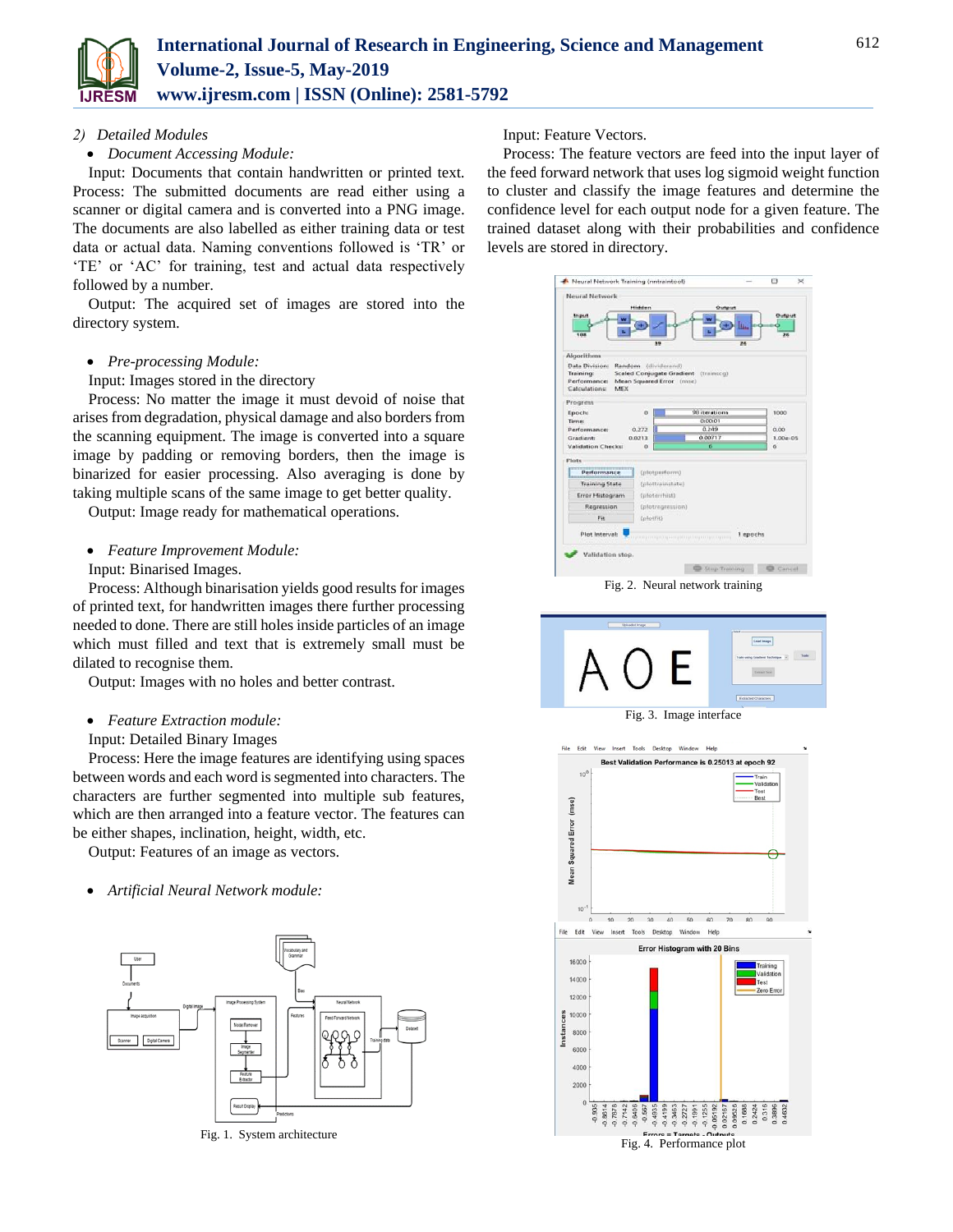### 2) *Detailed Modules*

- *Document Accessing Module:*

Input: Documents that contain handwritten or printed text. Process: The submitted documents are read either using a scanner or digital camera and is converted into a PNG image. The documents are also labelled as either training data or test data or actual data. Naming conventions followed is 'TR' or 'TE' or 'AC' for training, test and actual data respectively followed by a number.

Output: The acquired set of images are stored into the directory system.

- *Pre-processing Module:*

Input: Images stored in the directory

Process: No matter the image it must devoid of noise that arises from degradation, physical damage and also borders from the scanning equipment. The image is converted into a square image by padding or removing borders, then the image is binarized for easier processing. Also averaging is done by taking multiple scans of the same image to get better quality.

Output: Image ready for mathematical operations.

- *Feature Improvement Module:*

Input: Binarised Images.

Process: Although binarisation yields good results for images of printed text, for handwritten images there further processing needed to done. There are still holes inside particles of an image which must filled and text that is extremely small must be dilated to recognise them.

Output: Images with no holes and better contrast.

- *Feature Extraction module:*

Input: Detailed Binary Images

Process: Here the image features are identifying using spaces between words and each word is segmented into characters. The characters are further segmented into multiple sub features, which are then arranged into a feature vector. The features can be either shapes, inclination, height, width, etc.

Output: Features of an image as vectors.

- *Artificial Neural Network module:*

Fig. 1. System architecture

Input: Feature Vectors.

Process: The feature vectors are feed into the input layer of the feed forward network that uses log sigmoid weight function to cluster and classify the image features and determine the confidence level for each output node for a given feature. The trained dataset along with their probabilities and confidence levels are stored in directory.

Fig. 2. Neural network training

Fig. 3. Image interface

Fig. 4. Performance plot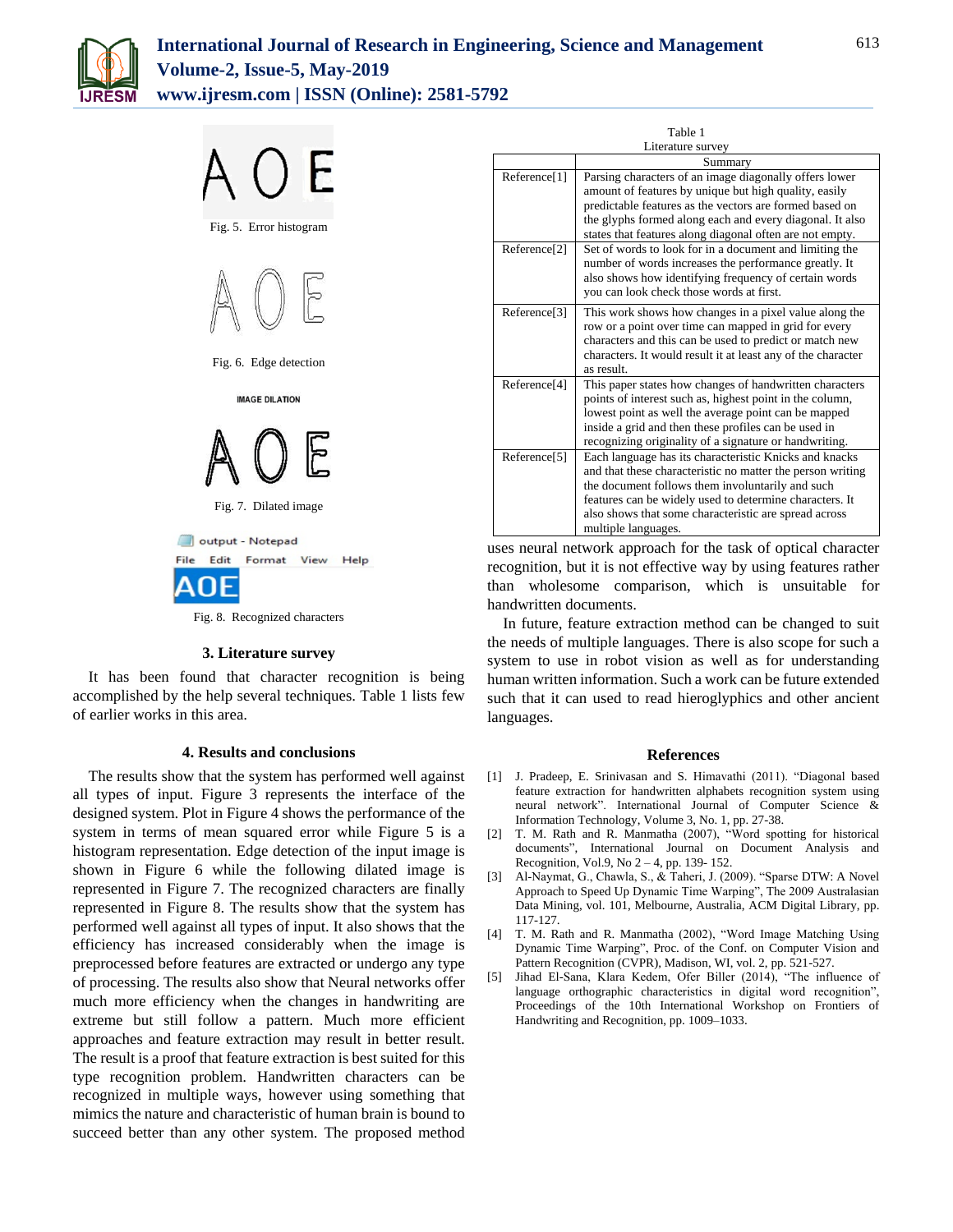Fig. 5. Error histogram

Fig. 6. Edge detection

IMAGE DILATION

Fig. 7. Dilated image

Fig. 8. Recognized characters

### 3. Literature survey

It has been found that character recognition is being accomplished by the help several techniques. Table 1 lists few of earlier works in this area.

Table 1
Literature survey

| | Summary |
|---|---|
| Reference[1] | Parsing characters of an image diagonally offers lower amount of features by unique but high quality, easily predictable features as the vectors are formed based on the glyphs formed along each and every diagonal. It also states that features along diagonal often are not empty. |
| Reference[2] | Set of words to look for in a document and limiting the number of words increases the performance greatly. It also shows how identifying frequency of certain words you can look check those words at first. |
| Reference[3] | This work shows how changes in a pixel value along the row or a point over time can mapped in grid for every characters and this can be used to predict or match new characters. It would result it at least any of the character as result. |
| Reference[4] | This paper states how changes of handwritten characters points of interest such as, highest point in the column, lowest point as well the average point can be mapped inside a grid and then these profiles can be used in recognizing originality of a signature or handwriting. |
| Reference[5] | Each language has its characteristic Knicks and knacks and that these characteristic no matter the person writing the document follows them involuntarily and such features can be widely used to determine characters. It also shows that some characteristic are spread across multiple languages. |

### 4. Results and conclusions

The results show that the system has performed well against all types of input. Figure 3 represents the interface of the designed system. Plot in Figure 4 shows the performance of the system in terms of mean squared error while Figure 5 is a histogram representation. Edge detection of the input image is shown in Figure 6 while the following dilated image is represented in Figure 7. The recognized characters are finally represented in Figure 8. The results show that the system has performed well against all types of input. It also shows that the efficiency has increased considerably when the image is preprocessed before features are extracted or undergo any type of processing. The results also show that Neural networks offer much more efficiency when the changes in handwriting are extreme but still follow a pattern. Much more efficient approaches and feature extraction may result in better result. The result is a proof that feature extraction is best suited for this type recognition problem. Handwritten characters can be recognized in multiple ways, however using something that mimics the nature and characteristic of human brain is bound to succeed better than any other system. The proposed method uses neural network approach for the task of optical character recognition, but it is not effective way by using features rather than wholesome comparison, which is unsuitable for handwritten documents.

In future, feature extraction method can be changed to suit the needs of multiple languages. There is also scope for such a system to use in robot vision as well as for understanding human written information. Such a work can be future extended such that it can used to read hieroglyphics and other ancient languages.

### References

[1] J. Pradeep, E. Srinivasan and S. Himavathi (2011). "Diagonal based feature extraction for handwritten alphabets recognition system using neural network". International Journal of Computer Science & Information Technology, Volume 3, No. 1, pp. 27-38.

[2] T. M. Rath and R. Manmatha (2007), "Word spotting for historical documents", International Journal on Document Analysis and Recognition, Vol.9, No 2 – 4, pp. 139- 152.

[3] Al-Naymat, G., Chawla, S., & Taheri, J. (2009). "Sparse DTW: A Novel Approach to Speed Up Dynamic Time Warping", The 2009 Australasian Data Mining, vol. 101, Melbourne, Australia, ACM Digital Library, pp. 117-127.

[4] T. M. Rath and R. Manmatha (2002), "Word Image Matching Using Dynamic Time Warping", Proc. of the Conf. on Computer Vision and Pattern Recognition (CVPR), Madison, WI, vol. 2, pp. 521-527.

[5] Jihad El-Sana, Klara Kedem, Ofer Biller (2014), "The influence of language orthographic characteristics in digital word recognition", Proceedings of the 10th International Workshop on Frontiers of Handwriting and Recognition, pp. 1009–1033.